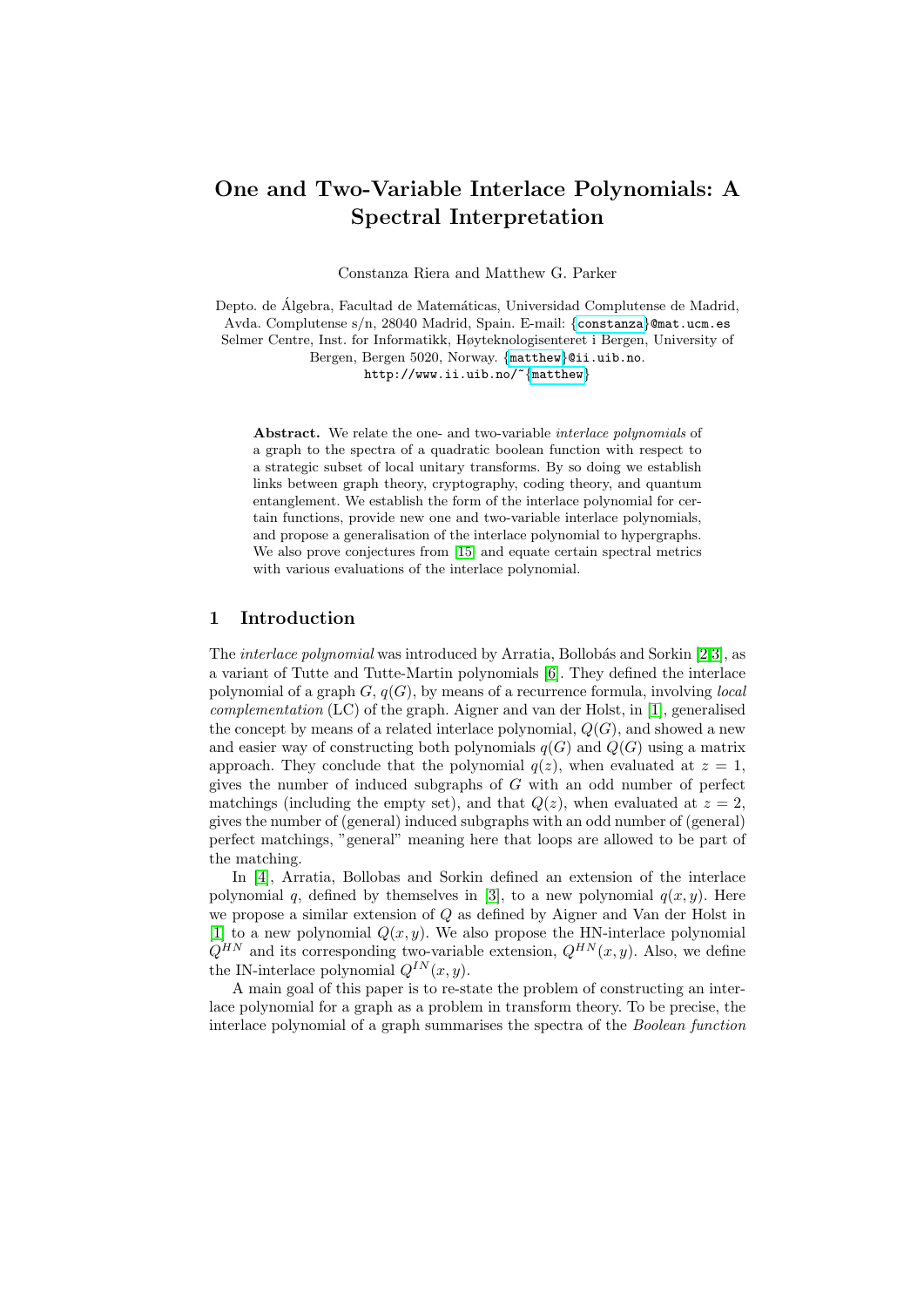# One and Two-Variable Interlace Polynomials: A Spectral Interpretation

Constanza Riera and Matthew G. Parker

Depto. de Álgebra, Facultad de Matemáticas, Universidad Complutense de Madrid, Avda. Complutense s/n, 28040 Madrid, Spain. E-mail: {constanza}@mat.ucm.es
Selmer Centre, Inst. for Informatikk, Høyteknologisenteret i Bergen, University of Bergen, Bergen 5020, Norway. {matthew}@ii.uib.no.
http://www.ii.uib.no/~{matthew}

**Abstract.** We relate the one- and two-variable *interlace polynomials* of a graph to the spectra of a quadratic boolean function with respect to a strategic subset of local unitary transforms. By so doing we establish links between graph theory, cryptography, coding theory, and quantum entanglement. We establish the form of the interlace polynomial for certain functions, provide new one and two-variable interlace polynomials, and propose a generalisation of the interlace polynomial to hypergraphs. We also prove conjectures from [15] and equate certain spectral metrics with various evaluations of the interlace polynomial.

## 1 Introduction

The *interlace polynomial* was introduced by Arratia, Bollobás and Sorkin [2,3], as a variant of Tutte and Tutte-Martin polynomials [6]. They defined the interlace polynomial of a graph $G$, $q(G)$, by means of a recurrence formula, involving *local complementation* (LC) of the graph. Aigner and van der Holst, in [1], generalised the concept by means of a related interlace polynomial, $Q(G)$, and showed a new and easier way of constructing both polynomials $q(G)$ and $Q(G)$ using a matrix approach. They conclude that the polynomial $q(z)$, when evaluated at $z = 1$, gives the number of induced subgraphs of $G$ with an odd number of perfect matchings (including the empty set), and that $Q(z)$, when evaluated at $z = 2$, gives the number of (general) induced subgraphs with an odd number of (general) perfect matchings, "general" meaning here that loops are allowed to be part of the matching.

In [4], Arratia, Bollobas and Sorkin defined an extension of the interlace polynomial $q$, defined by themselves in [3], to a new polynomial $q(x, y)$. Here we propose a similar extension of $Q$ as defined by Aigner and Van der Holst in [1] to a new polynomial $Q(x, y)$. We also propose the HN-interlace polynomial $Q^{HN}$ and its corresponding two-variable extension, $Q^{HN}(x, y)$. Also, we define the IN-interlace polynomial $Q^{IN}(x, y)$.

A main goal of this paper is to re-state the problem of constructing an interlace polynomial for a graph as a problem in transform theory. To be precise, the interlace polynomial of a graph summarises the spectra of the *Boolean function*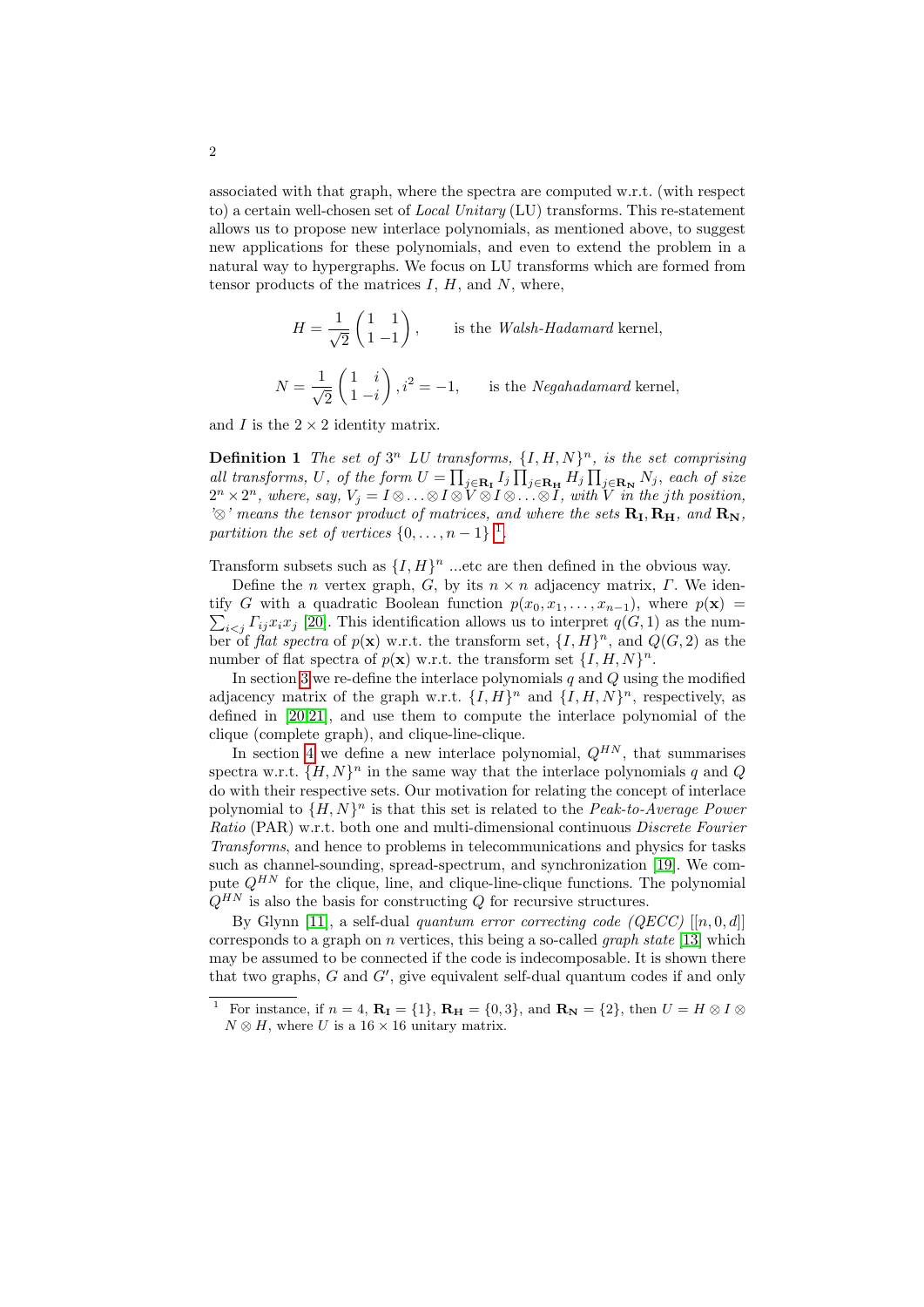associated with that graph, where the spectra are computed w.r.t. (with respect to) a certain well-chosen set of *Local Unitary* (LU) transforms. This re-statement allows us to propose new interlace polynomials, as mentioned above, to suggest new applications for these polynomials, and even to extend the problem in a natural way to hypergraphs. We focus on LU transforms which are formed from tensor products of the matrices $I$, $H$, and $N$, where,

$$H = \frac{1}{\sqrt{2}} \begin{pmatrix} 1 & 1 \\ 1 & -1 \end{pmatrix}, \qquad \text{is the } \textit{Walsh-Hadamard} \text{ kernel,}$$

$$N = \frac{1}{\sqrt{2}} \begin{pmatrix} 1 & i \\ 1 & -i \end{pmatrix}, i^2 = -1, \qquad \text{is the } \textit{Negahadamard} \text{ kernel,}$$

and $I$ is the $2 \times 2$ identity matrix.

**Definition 1** *The set of $3^n$ LU transforms, $\{I, H, N\}^n$, is the set comprising all transforms, $U$, of the form $U = \prod_{j \in \mathbf{R_I}} I_j \prod_{j \in \mathbf{R_H}} H_j \prod_{j \in \mathbf{R_N}} N_j$, each of size $2^n \times 2^n$, where, say, $V_j = I \otimes \ldots \otimes I \otimes V \otimes I \otimes \ldots \otimes I$, with $V$ in the $j$th position, '$\otimes$' means the tensor product of matrices, and where the sets $\mathbf{R_I}, \mathbf{R_H}$, and $\mathbf{R_N}$, partition the set of vertices $\{0, \ldots, n-1\}$* [1].

Transform subsets such as $\{I, H\}^n$ ...etc are then defined in the obvious way.

Define the $n$ vertex graph, $G$, by its $n \times n$ adjacency matrix, $\Gamma$. We identify $G$ with a quadratic Boolean function $p(x_0, x_1, \ldots, x_{n-1})$, where $p(\mathbf{x}) = \sum_{i<j} \Gamma_{ij} x_i x_j$ [20]. This identification allows us to interpret $q(G, 1)$ as the number of *flat spectra* of $p(\mathbf{x})$ w.r.t. the transform set, $\{I, H\}^n$, and $Q(G, 2)$ as the number of flat spectra of $p(\mathbf{x})$ w.r.t. the transform set $\{I, H, N\}^n$.

In section 3 we re-define the interlace polynomials $q$ and $Q$ using the modified adjacency matrix of the graph w.r.t. $\{I, H\}^n$ and $\{I, H, N\}^n$, respectively, as defined in [20,21], and use them to compute the interlace polynomial of the clique (complete graph), and clique-line-clique.

In section 4 we define a new interlace polynomial, $Q^{HN}$, that summarises spectra w.r.t. $\{H, N\}^n$ in the same way that the interlace polynomials $q$ and $Q$ do with their respective sets. Our motivation for relating the concept of interlace polynomial to $\{H, N\}^n$ is that this set is related to the *Peak-to-Average Power Ratio* (PAR) w.r.t. both one and multi-dimensional continuous *Discrete Fourier Transforms*, and hence to problems in telecommunications and physics for tasks such as channel-sounding, spread-spectrum, and synchronization [19]. We compute $Q^{HN}$ for the clique, line, and clique-line-clique functions. The polynomial $Q^{HN}$ is also the basis for constructing $Q$ for recursive structures.

By Glynn [11], a self-dual *quantum error correcting code (QECC)* $[[n, 0, d]]$ corresponds to a graph on $n$ vertices, this being a so-called *graph state* [13] which may be assumed to be connected if the code is indecomposable. It is shown there that two graphs, $G$ and $G'$, give equivalent self-dual quantum codes if and only

---

[1] For instance, if $n = 4$, $\mathbf{R_I} = \{1\}$, $\mathbf{R_H} = \{0, 3\}$, and $\mathbf{R_N} = \{2\}$, then $U = H \otimes I \otimes N \otimes H$, where $U$ is a $16 \times 16$ unitary matrix.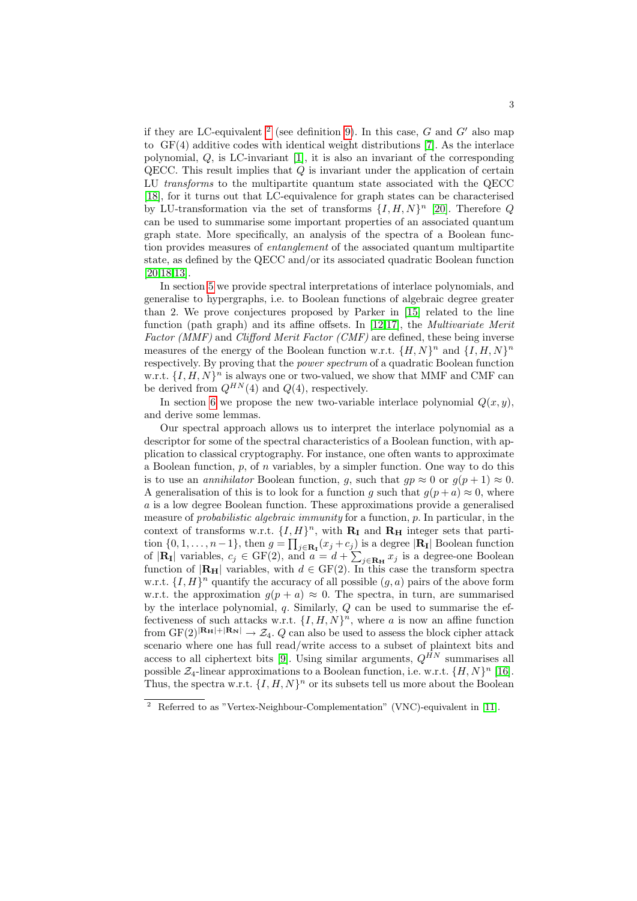if they are LC-equivalent [2] (see definition 9). In this case, $G$ and $G'$ also map to GF(4) additive codes with identical weight distributions [7]. As the interlace polynomial, $Q$, is LC-invariant [1], it is also an invariant of the corresponding QECC. This result implies that $Q$ is invariant under the application of certain LU *transforms* to the multipartite quantum state associated with the QECC [18], for it turns out that LC-equivalence for graph states can be characterised by LU-transformation via the set of transforms $\{I, H, N\}^n$ [20]. Therefore $Q$ can be used to summarise some important properties of an associated quantum graph state. More specifically, an analysis of the spectra of a Boolean function provides measures of *entanglement* of the associated quantum multipartite state, as defined by the QECC and/or its associated quadratic Boolean function [20,18,13].

In section 5 we provide spectral interpretations of interlace polynomials, and generalise to hypergraphs, i.e. to Boolean functions of algebraic degree greater than 2. We prove conjectures proposed by Parker in [15] related to the line function (path graph) and its affine offsets. In [12,17], the *Multivariate Merit Factor (MMF)* and *Clifford Merit Factor (CMF)* are defined, these being inverse measures of the energy of the Boolean function w.r.t. $\{H, N\}^n$ and $\{I, H, N\}^n$ respectively. By proving that the *power spectrum* of a quadratic Boolean function w.r.t. $\{I, H, N\}^n$ is always one or two-valued, we show that MMF and CMF can be derived from $Q^{HN}(4)$ and $Q(4)$, respectively.

In section 6 we propose the new two-variable interlace polynomial $Q(x, y)$, and derive some lemmas.

Our spectral approach allows us to interpret the interlace polynomial as a descriptor for some of the spectral characteristics of a Boolean function, with application to classical cryptography. For instance, one often wants to approximate a Boolean function, $p$, of $n$ variables, by a simpler function. One way to do this is to use an *annihilator* Boolean function, $g$, such that $gp \approx 0$ or $g(p + 1) \approx 0$. A generalisation of this is to look for a function $g$ such that $g(p + a) \approx 0$, where $a$ is a low degree Boolean function. These approximations provide a generalised measure of *probabilistic algebraic immunity* for a function, $p$. In particular, in the context of transforms w.r.t. $\{I, H\}^n$, with $\mathbf{R_I}$ and $\mathbf{R_H}$ integer sets that partition $\{0, 1, \ldots, n-1\}$, then $g = \prod_{j \in \mathbf{R_I}} (x_j + c_j)$ is a degree $|\mathbf{R_I}|$ Boolean function of $|\mathbf{R_I}|$ variables, $c_j \in \mathrm{GF}(2)$, and $a = d + \sum_{j \in \mathbf{R_H}} x_j$ is a degree-one Boolean function of $|\mathbf{R_H}|$ variables, with $d \in \mathrm{GF}(2)$. In this case the transform spectra w.r.t. $\{I, H\}^n$ quantify the accuracy of all possible $(g, a)$ pairs of the above form w.r.t. the approximation $g(p + a) \approx 0$. The spectra, in turn, are summarised by the interlace polynomial, $q$. Similarly, $Q$ can be used to summarise the effectiveness of such attacks w.r.t. $\{I, H, N\}^n$, where $a$ is now an affine function from $\mathrm{GF}(2)^{|\mathbf{R_H}| + |\mathbf{R_N}|} \rightarrow \mathcal{Z}_4$. $Q$ can also be used to assess the block cipher attack scenario where one has full read/write access to a subset of plaintext bits and access to all ciphertext bits [9]. Using similar arguments, $Q^{HN}$ summarises all possible $\mathcal{Z}_4$-linear approximations to a Boolean function, i.e. w.r.t. $\{H, N\}^n$ [16]. Thus, the spectra w.r.t. $\{I, H, N\}^n$ or its subsets tell us more about the Boolean

[2] Referred to as "Vertex-Neighbour-Complementation" (VNC)-equivalent in [11].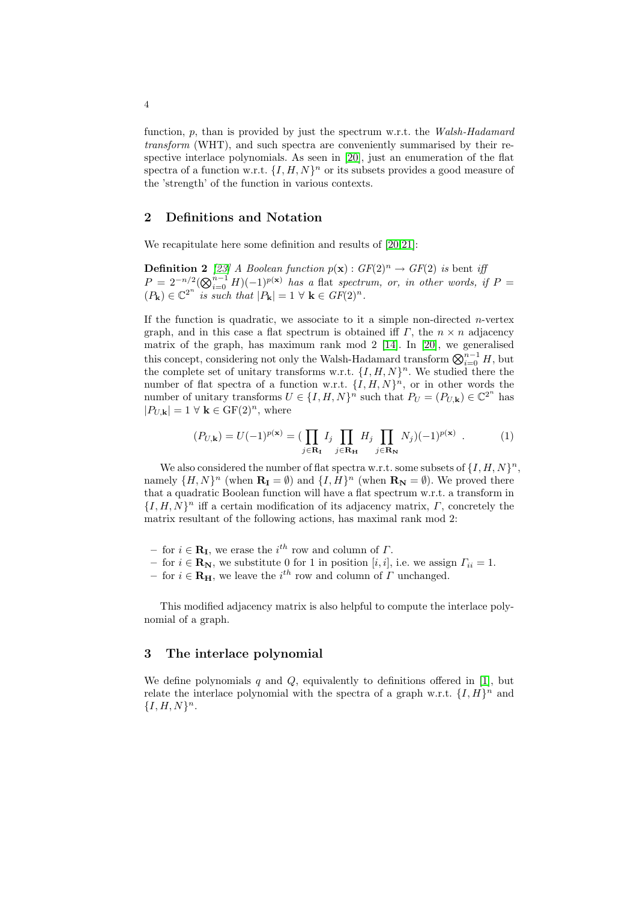function, $p$, than is provided by just the spectrum w.r.t. the *Walsh-Hadamard transform* (WHT), and such spectra are conveniently summarised by their respective interlace polynomials. As seen in [20], just an enumeration of the flat spectra of a function w.r.t. $\{I, H, N\}^n$ or its subsets provides a good measure of the 'strength' of the function in various contexts.

## 2 Definitions and Notation

We recapitulate here some definition and results of [20,21]:

**Definition 2** *[23] A Boolean function $p(\mathbf{x}) : GF(2)^n \rightarrow GF(2)$ is* bent *iff $P = 2^{-n/2}(\bigotimes_{i=0}^{n-1} H)(-1)^{p(\mathbf{x})}$ has a* flat *spectrum, or, in other words, if $P = (P_{\mathbf{k}}) \in \mathbb{C}^{2^n}$ is such that $|P_{\mathbf{k}}| = 1 \ \forall \ \mathbf{k} \in GF(2)^n$.*

If the function is quadratic, we associate to it a simple non-directed $n$-vertex graph, and in this case a flat spectrum is obtained iff $\Gamma$, the $n \times n$ adjacency matrix of the graph, has maximum rank mod 2 [14]. In [20], we generalised this concept, considering not only the Walsh-Hadamard transform $\bigotimes_{i=0}^{n-1} H$, but the complete set of unitary transforms w.r.t. $\{I, H, N\}^n$. We studied there the number of flat spectra of a function w.r.t. $\{I, H, N\}^n$, or in other words the number of unitary transforms $U \in \{I, H, N\}^n$ such that $P_U = (P_{U,\mathbf{k}}) \in \mathbb{C}^{2^n}$ has $|P_{U,\mathbf{k}}| = 1 \ \forall \ \mathbf{k} \in \mathrm{GF}(2)^n$, where

$$(P_{U,\mathbf{k}}) = U(-1)^{p(\mathbf{x})} = (\prod_{j \in \mathbf{R_I}} I_j \prod_{j \in \mathbf{R_H}} H_j \prod_{j \in \mathbf{R_N}} N_j)(-1)^{p(\mathbf{x})} \ . \qquad (1)$$

We also considered the number of flat spectra w.r.t. some subsets of $\{I, H, N\}^n$, namely $\{H, N\}^n$ (when $\mathbf{R_I} = \emptyset$) and $\{I, H\}^n$ (when $\mathbf{R_N} = \emptyset$). We proved there that a quadratic Boolean function will have a flat spectrum w.r.t. a transform in $\{I, H, N\}^n$ iff a certain modification of its adjacency matrix, $\Gamma$, concretely the matrix resultant of the following actions, has maximal rank mod 2:

- for $i \in \mathbf{R_I}$, we erase the $i^{th}$ row and column of $\Gamma$.
- for $i \in \mathbf{R_N}$, we substitute 0 for 1 in position $[i, i]$, i.e. we assign $\Gamma_{ii} = 1$.
- for $i \in \mathbf{R_H}$, we leave the $i^{th}$ row and column of $\Gamma$ unchanged.

This modified adjacency matrix is also helpful to compute the interlace polynomial of a graph.

## 3 The interlace polynomial

We define polynomials $q$ and $Q$, equivalently to definitions offered in [1], but relate the interlace polynomial with the spectra of a graph w.r.t. $\{I, H\}^n$ and $\{I, H, N\}^n$.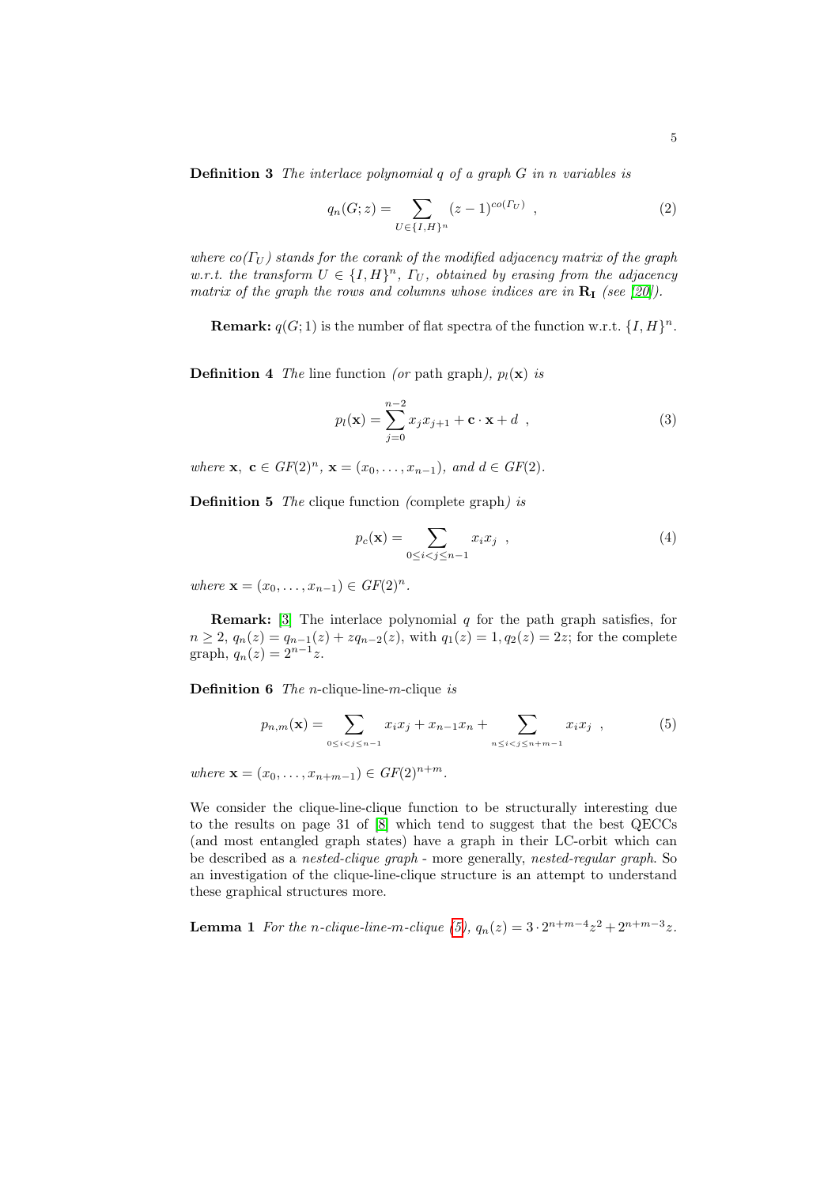**Definition 3** *The interlace polynomial $q$ of a graph $G$ in $n$ variables is*

$$q_n(G;z) = \sum_{U \in \{I,H\}^n} (z-1)^{co(\Gamma_U)} \quad , \tag{2}$$

*where $co(\Gamma_U)$ stands for the corank of the modified adjacency matrix of the graph w.r.t. the transform $U \in \{I,H\}^n$, $\Gamma_U$, obtained by erasing from the adjacency matrix of the graph the rows and columns whose indices are in $\mathbf{R_I}$ (see [20]).*

**Remark:** $q(G;1)$ is the number of flat spectra of the function w.r.t. $\{I,H\}^n$.

**Definition 4** *The* line function *(or* path graph*), $p_l(\mathbf{x})$ is*

$$p_l(\mathbf{x}) = \sum_{j=0}^{n-2} x_j x_{j+1} + \mathbf{c} \cdot \mathbf{x} + d \quad , \tag{3}$$

*where $\mathbf{x},\ \mathbf{c} \in GF(2)^n$, $\mathbf{x} = (x_0, \ldots, x_{n-1})$, and $d \in GF(2)$.*

**Definition 5** *The* clique function *(*complete graph*) is*

$$p_c(\mathbf{x}) = \sum_{0 \le i < j \le n-1} x_i x_j \quad , \tag{4}$$

*where $\mathbf{x} = (x_0, \ldots, x_{n-1}) \in GF(2)^n$.*

**Remark:** [3] The interlace polynomial $q$ for the path graph satisfies, for $n \ge 2$, $q_n(z) = q_{n-1}(z) + z q_{n-2}(z)$, with $q_1(z) = 1, q_2(z) = 2z$; for the complete graph, $q_n(z) = 2^{n-1}z$.

**Definition 6** *The $n$-clique-line-$m$-clique is*

$$p_{n,m}(\mathbf{x}) = \sum_{0 \le i < j \le n-1} x_i x_j + x_{n-1}x_n + \sum_{n \le i < j \le n+m-1} x_i x_j \quad , \tag{5}$$

*where $\mathbf{x} = (x_0, \ldots, x_{n+m-1}) \in GF(2)^{n+m}$.*

We consider the clique-line-clique function to be structurally interesting due to the results on page 31 of [8] which tend to suggest that the best QECCs (and most entangled graph states) have a graph in their LC-orbit which can be described as a *nested-clique graph* - more generally, *nested-regular graph*. So an investigation of the clique-line-clique structure is an attempt to understand these graphical structures more.

**Lemma 1** *For the $n$-clique-line-$m$-clique (5), $q_n(z) = 3 \cdot 2^{n+m-4}z^2 + 2^{n+m-3}z$.*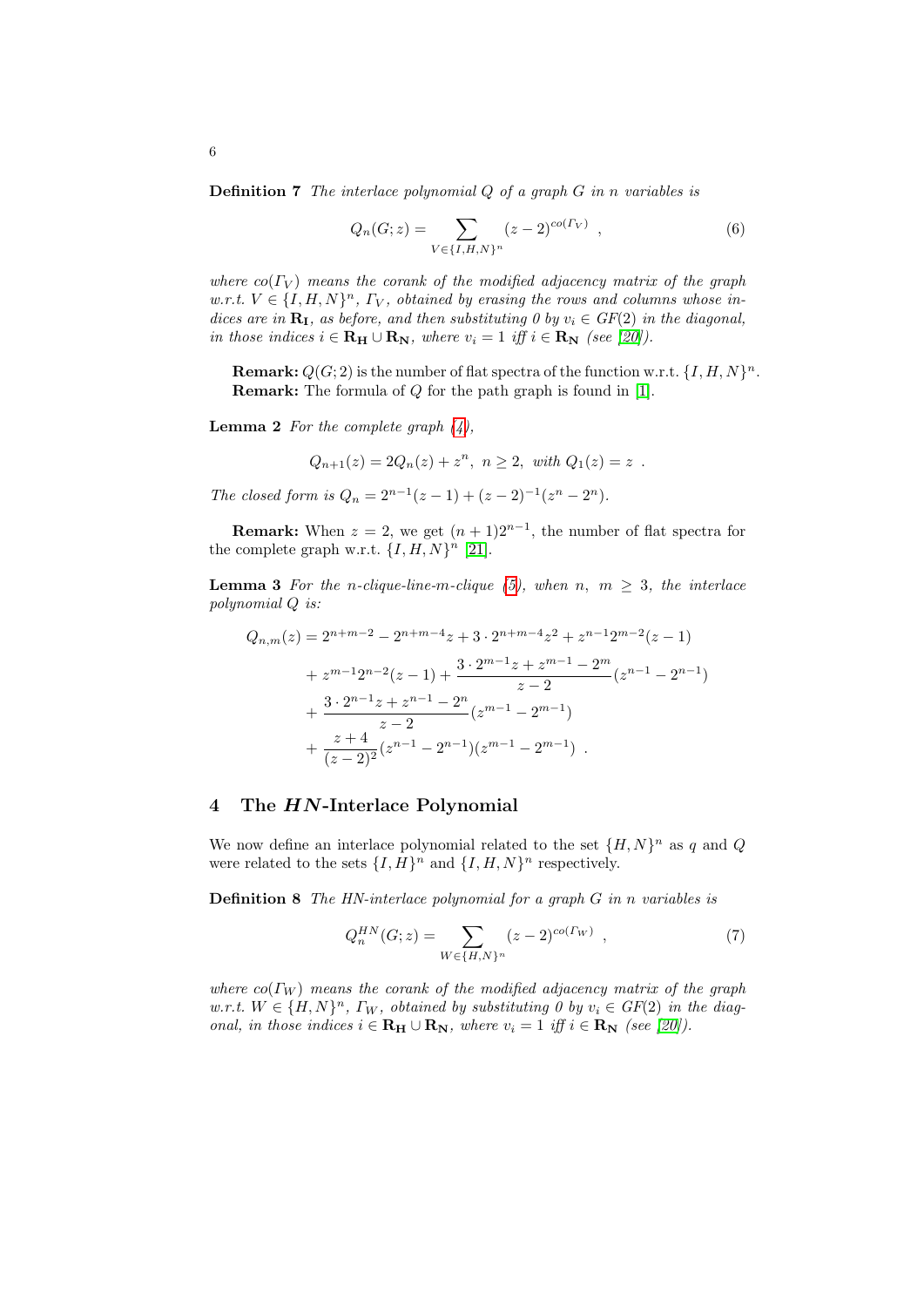**Definition 7** *The interlace polynomial $Q$ of a graph $G$ in $n$ variables is*

$$Q_n(G;z) = \sum_{V \in \{I,H,N\}^n} (z-2)^{co(\Gamma_V)} \ , \tag{6}$$

*where $co(\Gamma_V)$ means the corank of the modified adjacency matrix of the graph w.r.t. $V \in \{I,H,N\}^n$, $\Gamma_V$, obtained by erasing the rows and columns whose indices are in $\mathbf{R_I}$, as before, and then substituting 0 by $v_i \in GF(2)$ in the diagonal, in those indices $i \in \mathbf{R_H} \cup \mathbf{R_N}$, where $v_i = 1$ iff $i \in \mathbf{R_N}$ (see [20]).*

**Remark:** $Q(G;2)$ is the number of flat spectra of the function w.r.t. $\{I,H,N\}^n$.
**Remark:** The formula of $Q$ for the path graph is found in [1].

**Lemma 2** *For the complete graph (4),*

$$Q_{n+1}(z) = 2Q_n(z) + z^n, \ n \geq 2, \ \text{with } Q_1(z) = z \ .$$

*The closed form is $Q_n = 2^{n-1}(z-1) + (z-2)^{-1}(z^n - 2^n)$.*

**Remark:** When $z = 2$, we get $(n+1)2^{n-1}$, the number of flat spectra for the complete graph w.r.t. $\{I,H,N\}^n$ [21].

**Lemma 3** *For the $n$-clique-line-$m$-clique (5), when $n, \ m \geq 3$, the interlace polynomial $Q$ is:*

$$\begin{aligned}
Q_{n,m}(z) &= 2^{n+m-2} - 2^{n+m-4}z + 3 \cdot 2^{n+m-4}z^2 + z^{n-1}2^{m-2}(z-1) \\
&+ z^{m-1}2^{n-2}(z-1) + \frac{3 \cdot 2^{m-1}z + z^{m-1} - 2^m}{z-2}(z^{n-1} - 2^{n-1}) \\
&+ \frac{3 \cdot 2^{n-1}z + z^{n-1} - 2^n}{z-2}(z^{m-1} - 2^{m-1}) \\
&+ \frac{z+4}{(z-2)^2}(z^{n-1} - 2^{n-1})(z^{m-1} - 2^{m-1}) \ .
\end{aligned}$$

## 4 The *HN*-Interlace Polynomial

We now define an interlace polynomial related to the set $\{H,N\}^n$ as $q$ and $Q$ were related to the sets $\{I,H\}^n$ and $\{I,H,N\}^n$ respectively.

**Definition 8** *The HN-interlace polynomial for a graph $G$ in $n$ variables is*

$$Q_n^{HN}(G;z) = \sum_{W \in \{H,N\}^n} (z-2)^{co(\Gamma_W)} \ , \tag{7}$$

*where $co(\Gamma_W)$ means the corank of the modified adjacency matrix of the graph w.r.t. $W \in \{H,N\}^n$, $\Gamma_W$, obtained by substituting 0 by $v_i \in GF(2)$ in the diagonal, in those indices $i \in \mathbf{R_H} \cup \mathbf{R_N}$, where $v_i = 1$ iff $i \in \mathbf{R_N}$ (see [20]).*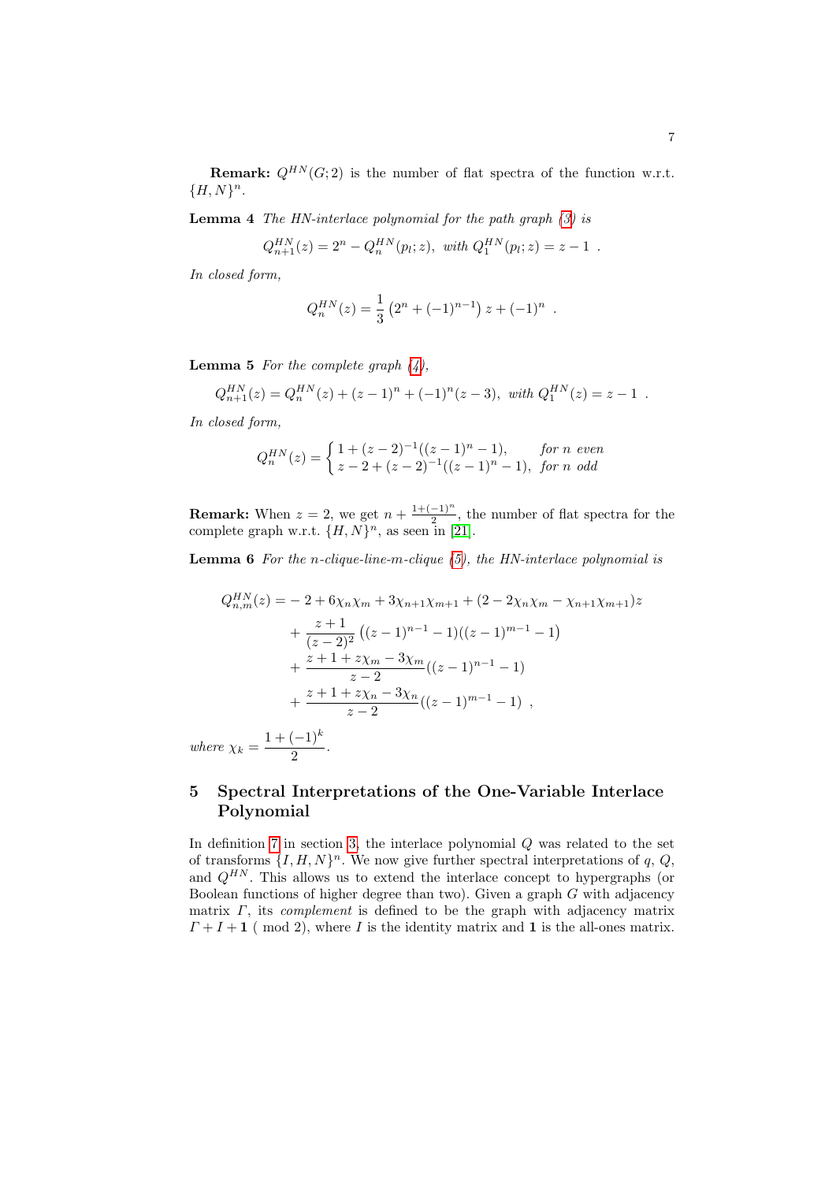**Remark:** $Q^{HN}(G;2)$ is the number of flat spectra of the function w.r.t. $\{H,N\}^n$.

**Lemma 4** *The HN-interlace polynomial for the path graph (3) is*

$$Q^{HN}_{n+1}(z) = 2^n - Q^{HN}_n(p_l;z),\ \textit{with}\ Q^{HN}_1(p_l;z) = z-1\ .$$

*In closed form,*

$$Q^{HN}_n(z) = \frac{1}{3}\left(2^n + (-1)^{n-1}\right)z + (-1)^n\ .$$

**Lemma 5** *For the complete graph (4),*

$$Q^{HN}_{n+1}(z) = Q^{HN}_n(z) + (z-1)^n + (-1)^n(z-3),\ \textit{with}\ Q^{HN}_1(z) = z-1\ .$$

*In closed form,*

$$Q^{HN}_n(z) = \begin{cases} 1 + (z-2)^{-1}((z-1)^n - 1), & \textit{for } n \textit{ even} \\ z - 2 + (z-2)^{-1}((z-1)^n - 1), & \textit{for } n \textit{ odd} \end{cases}$$

**Remark:** When $z=2$, we get $n + \frac{1+(-1)^n}{2}$, the number of flat spectra for the complete graph w.r.t. $\{H,N\}^n$, as seen in [21].

**Lemma 6** *For the n-clique-line-m-clique (5), the HN-interlace polynomial is*

$$\begin{aligned}
Q^{HN}_{n,m}(z) = & -2 + 6\chi_n\chi_m + 3\chi_{n+1}\chi_{m+1} + (2 - 2\chi_n\chi_m - \chi_{n+1}\chi_{m+1})z \\
& + \frac{z+1}{(z-2)^2}\left((z-1)^{n-1} - 1\right)\left((z-1)^{m-1} - 1\right) \\
& + \frac{z+1+z\chi_m - 3\chi_m}{z-2}((z-1)^{n-1} - 1) \\
& + \frac{z+1+z\chi_n - 3\chi_n}{z-2}((z-1)^{m-1} - 1)\ ,
\end{aligned}$$

*where* $\chi_k = \dfrac{1+(-1)^k}{2}$.

## 5 Spectral Interpretations of the One-Variable Interlace Polynomial

In definition 7 in section 3, the interlace polynomial $Q$ was related to the set of transforms $\{I,H,N\}^n$. We now give further spectral interpretations of $q$, $Q$, and $Q^{HN}$. This allows us to extend the interlace concept to hypergraphs (or Boolean functions of higher degree than two). Given a graph $G$ with adjacency matrix $\Gamma$, its *complement* is defined to be the graph with adjacency matrix $\Gamma + I + \mathbf{1}$ ( mod 2), where $I$ is the identity matrix and $\mathbf{1}$ is the all-ones matrix.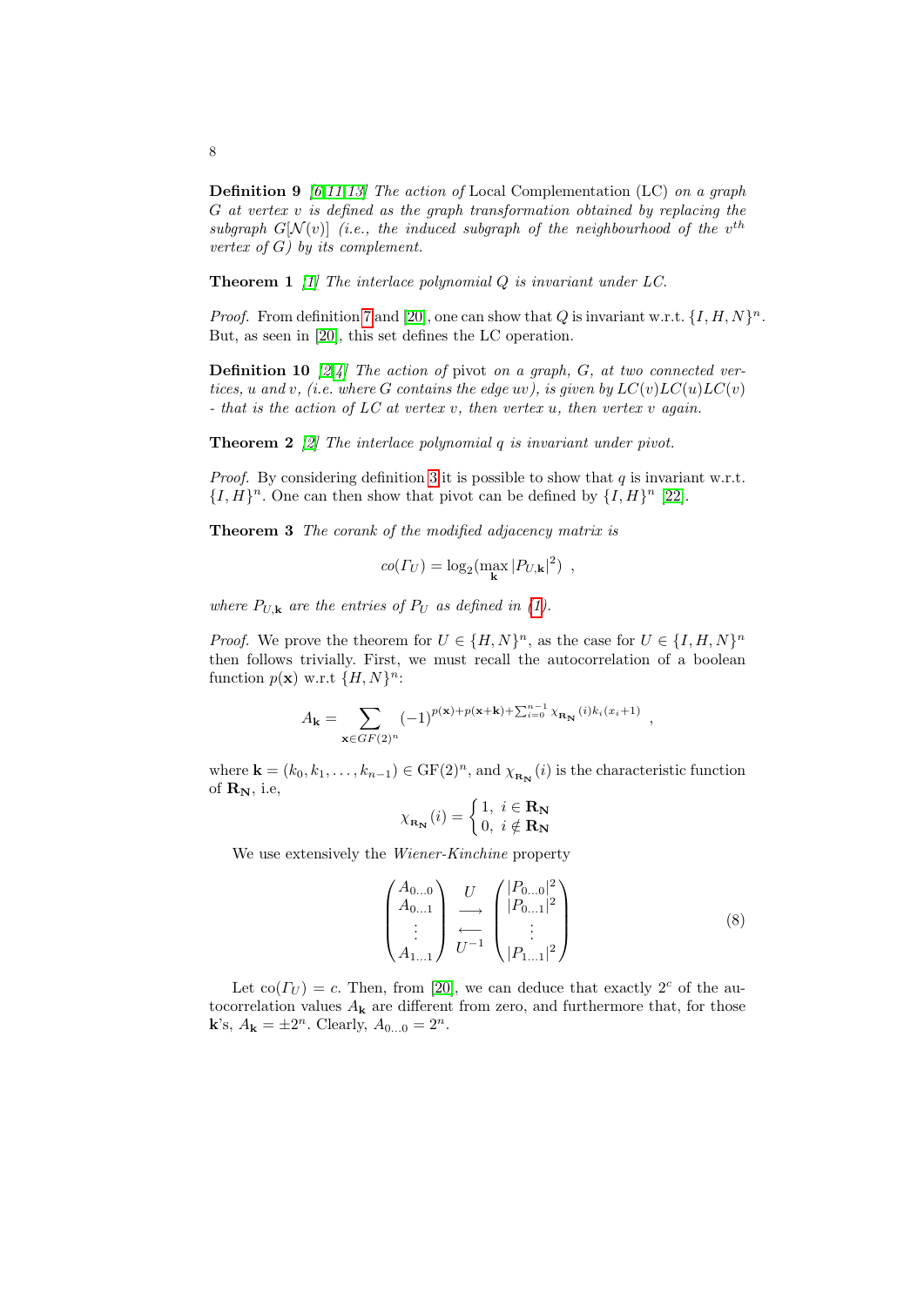**Definition 9** [6,11,13] *The action of* Local Complementation (LC) *on a graph $G$ at vertex $v$ is defined as the graph transformation obtained by replacing the subgraph $G[\mathcal{N}(v)]$ (i.e., the induced subgraph of the neighbourhood of the $v^{th}$ vertex of $G$) by its complement.*

**Theorem 1** [1] *The interlace polynomial $Q$ is invariant under LC.*

*Proof.* From definition 7 and [20], one can show that $Q$ is invariant w.r.t. $\{I, H, N\}^n$. But, as seen in [20], this set defines the LC operation.

**Definition 10** [2,4] *The action of* pivot *on a graph, $G$, at two connected vertices, $u$ and $v$, (i.e. where $G$ contains the edge $uv$), is given by $LC(v)LC(u)LC(v)$ - that is the action of LC at vertex $v$, then vertex $u$, then vertex $v$ again.*

**Theorem 2** [2] *The interlace polynomial $q$ is invariant under pivot.*

*Proof.* By considering definition 3 it is possible to show that $q$ is invariant w.r.t. $\{I, H\}^n$. One can then show that pivot can be defined by $\{I, H\}^n$ [22].

**Theorem 3** *The corank of the modified adjacency matrix is*

$$co(\Gamma_U) = \log_2(\max_{\mathbf{k}} |P_{U,\mathbf{k}}|^2) \ ,$$

*where $P_{U,\mathbf{k}}$ are the entries of $P_U$ as defined in (1).*

*Proof.* We prove the theorem for $U \in \{H, N\}^n$, as the case for $U \in \{I, H, N\}^n$ then follows trivially. First, we must recall the autocorrelation of a boolean function $p(\mathbf{x})$ w.r.t $\{H, N\}^n$:

$$A_{\mathbf{k}} = \sum_{\mathbf{x} \in GF(2)^n} (-1)^{p(\mathbf{x}) + p(\mathbf{x}+\mathbf{k}) + \sum_{i=0}^{n-1} \chi_{\mathbf{R_N}}(i) k_i (x_i+1)} \ ,$$

where $\mathbf{k} = (k_0, k_1, \ldots, k_{n-1}) \in \mathrm{GF}(2)^n$, and $\chi_{\mathbf{R_N}}(i)$ is the characteristic function of $\mathbf{R_N}$, i.e,

$$\chi_{\mathbf{R_N}}(i) = \begin{cases} 1, & i \in \mathbf{R_N} \\ 0, & i \notin \mathbf{R_N} \end{cases}$$

We use extensively the *Wiener-Kinchine* property

$$\begin{pmatrix} A_{0\ldots0} \\ A_{0\ldots1} \\ \vdots \\ A_{1\ldots1} \end{pmatrix} \underset{U^{-1}}{\overset{U}{\underset{\longleftarrow}{\longrightarrow}}} \begin{pmatrix} |P_{0\ldots0}|^2 \\ |P_{0\ldots1}|^2 \\ \vdots \\ |P_{1\ldots1}|^2 \end{pmatrix} \tag{8}$$

Let $\mathrm{co}(\Gamma_U) = c$. Then, from [20], we can deduce that exactly $2^c$ of the autocorrelation values $A_{\mathbf{k}}$ are different from zero, and furthermore that, for those $\mathbf{k}$'s, $A_{\mathbf{k}} = \pm 2^n$. Clearly, $A_{0\ldots0} = 2^n$.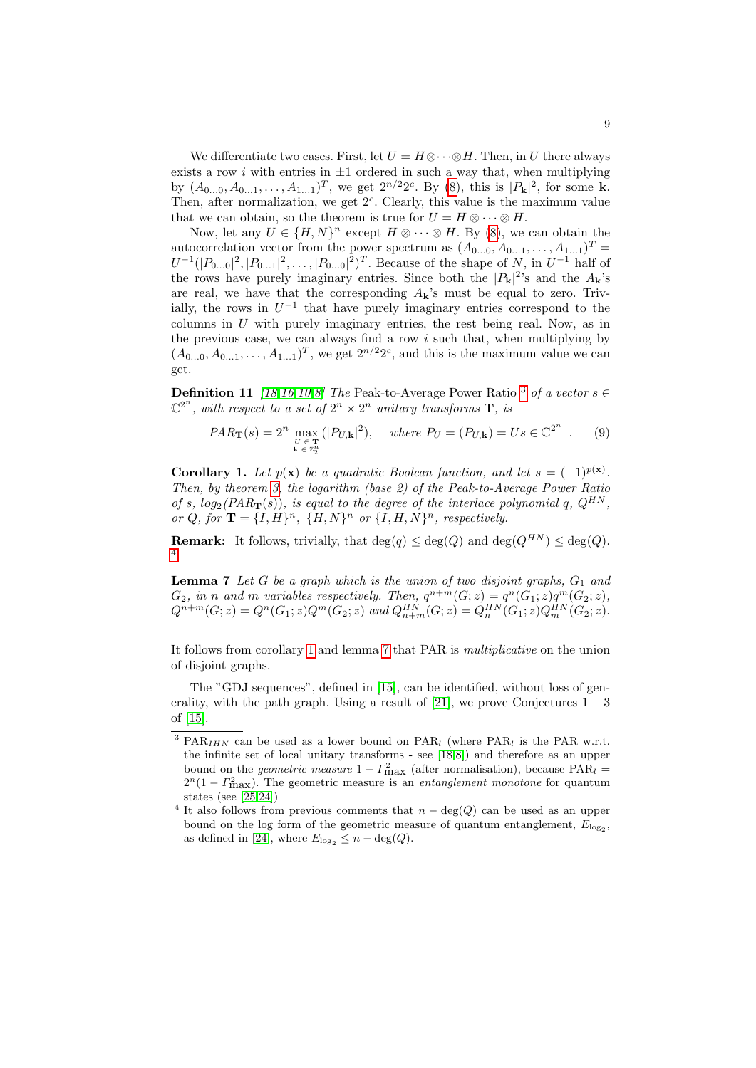We differentiate two cases. First, let $U = H \otimes \cdots \otimes H$. Then, in $U$ there always exists a row $i$ with entries in $\pm 1$ ordered in such a way that, when multiplying by $(A_{0\ldots 0}, A_{0\ldots 1}, \ldots, A_{1\ldots 1})^T$, we get $2^{n/2}2^c$. By (8), this is $|P_{\mathbf{k}}|^2$, for some $\mathbf{k}$. Then, after normalization, we get $2^c$. Clearly, this value is the maximum value that we can obtain, so the theorem is true for $U = H \otimes \cdots \otimes H$.

Now, let any $U \in \{H, N\}^n$ except $H \otimes \cdots \otimes H$. By (8), we can obtain the autocorrelation vector from the power spectrum as $(A_{0\ldots 0}, A_{0\ldots 1}, \ldots, A_{1\ldots 1})^T = U^{-1}(|P_{0\ldots 0}|^2, |P_{0\ldots 1}|^2, \ldots, |P_{0\ldots 0}|^2)^T$. Because of the shape of $N$, in $U^{-1}$ half of the rows have purely imaginary entries. Since both the $|P_{\mathbf{k}}|^2$'s and the $A_{\mathbf{k}}$'s are real, we have that the corresponding $A_{\mathbf{k}}$'s must be equal to zero. Trivially, the rows in $U^{-1}$ that have purely imaginary entries correspond to the columns in $U$ with purely imaginary entries, the rest being real. Now, as in the previous case, we can always find a row $i$ such that, when multiplying by $(A_{0\ldots 0}, A_{0\ldots 1}, \ldots, A_{1\ldots 1})^T$, we get $2^{n/2}2^c$, and this is the maximum value we can get.

**Definition 11** *[18,16,10,8] The* Peak-to-Average Power Ratio [3] *of a vector $s \in \mathbb{C}^{2^n}$, with respect to a set of $2^n \times 2^n$ unitary transforms $\mathbf{T}$, is*

$$PAR_{\mathbf{T}}(s) = 2^n \max_{\substack{U \in \mathbf{T} \\ \mathbf{k} \in \mathbb{Z}_2^n}} (|P_{U,\mathbf{k}}|^2), \quad \text{where } P_U = (P_{U,\mathbf{k}}) = Us \in \mathbb{C}^{2^n} \quad . \tag{9}$$

**Corollary 1.** *Let $p(\mathbf{x})$ be a quadratic Boolean function, and let $s = (-1)^{p(\mathbf{x})}$. Then, by theorem 3, the logarithm (base 2) of the Peak-to-Average Power Ratio of $s$, $log_2(PAR_{\mathbf{T}}(s))$, is equal to the degree of the interlace polynomial $q$, $Q^{HN}$, or $Q$, for $\mathbf{T} = \{I, H\}^n$, $\{H, N\}^n$ or $\{I, H, N\}^n$, respectively.*

**Remark:** It follows, trivially, that $\deg(q) \leq \deg(Q)$ and $\deg(Q^{HN}) \leq \deg(Q)$. [4]

**Lemma 7** *Let $G$ be a graph which is the union of two disjoint graphs, $G_1$ and $G_2$, in $n$ and $m$ variables respectively. Then, $q^{n+m}(G; z) = q^n(G_1; z)q^m(G_2; z)$, $Q^{n+m}(G; z) = Q^n(G_1; z)Q^m(G_2; z)$ and $Q^{HN}_{n+m}(G; z) = Q^{HN}_n(G_1; z)Q^{HN}_m(G_2; z)$.*

It follows from corollary 1 and lemma 7 that PAR is *multiplicative* on the union of disjoint graphs.

The "GDJ sequences", defined in [15], can be identified, without loss of generality, with the path graph. Using a result of [21], we prove Conjectures 1 – 3 of [15].

---

[3] $\text{PAR}_{IHN}$ can be used as a lower bound on $\text{PAR}_l$ (where $\text{PAR}_l$ is the PAR w.r.t. the infinite set of local unitary transforms - see [18,8]) and therefore as an upper bound on the *geometric measure* $1 - \Gamma^2_{\max}$ (after normalisation), because $\text{PAR}_l = 2^n(1 - \Gamma^2_{\max})$. The geometric measure is an *entanglement monotone* for quantum states (see [25,24])

[4] It also follows from previous comments that $n - \deg(Q)$ can be used as an upper bound on the log form of the geometric measure of quantum entanglement, $E_{\log_2}$, as defined in [24], where $E_{\log_2} \leq n - \deg(Q)$.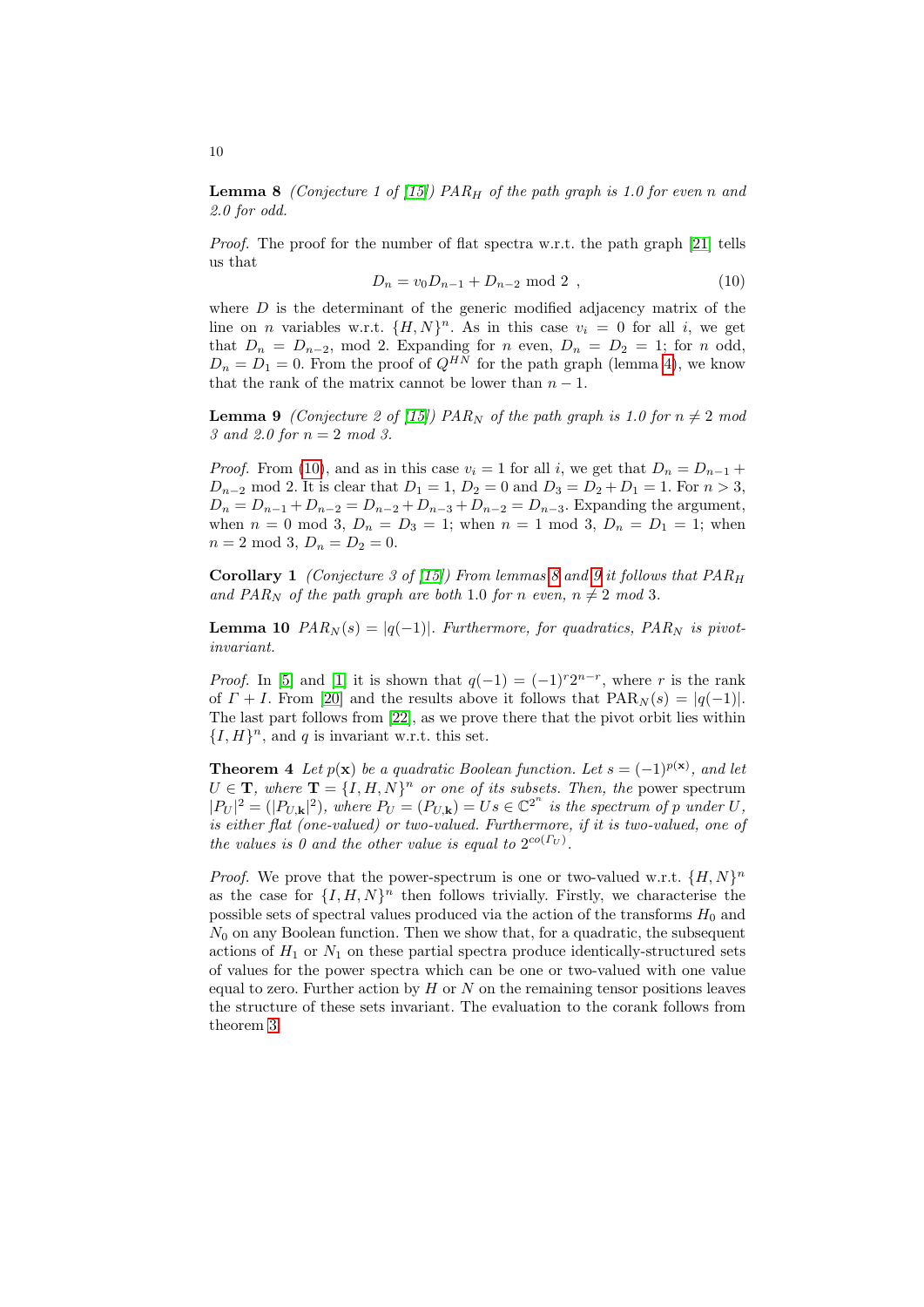**Lemma 8** *(Conjecture 1 of [15]) $PAR_H$ of the path graph is 1.0 for even $n$ and 2.0 for odd.*

*Proof.* The proof for the number of flat spectra w.r.t. the path graph [21] tells us that

$$D_n = v_0 D_{n-1} + D_{n-2} \bmod 2 \ , \tag{10}$$

where $D$ is the determinant of the generic modified adjacency matrix of the line on $n$ variables w.r.t. $\{H, N\}^n$. As in this case $v_i = 0$ for all $i$, we get that $D_n = D_{n-2}$, mod 2. Expanding for $n$ even, $D_n = D_2 = 1$; for $n$ odd, $D_n = D_1 = 0$. From the proof of $Q^{HN}$ for the path graph (lemma 4), we know that the rank of the matrix cannot be lower than $n - 1$.

**Lemma 9** *(Conjecture 2 of [15]) $PAR_N$ of the path graph is 1.0 for $n \neq 2$ mod 3 and 2.0 for $n = 2$ mod 3.*

*Proof.* From (10), and as in this case $v_i = 1$ for all $i$, we get that $D_n = D_{n-1} + D_{n-2}$ mod 2. It is clear that $D_1 = 1$, $D_2 = 0$ and $D_3 = D_2 + D_1 = 1$. For $n > 3$, $D_n = D_{n-1} + D_{n-2} = D_{n-2} + D_{n-3} + D_{n-2} = D_{n-3}$. Expanding the argument, when $n = 0$ mod 3, $D_n = D_3 = 1$; when $n = 1$ mod 3, $D_n = D_1 = 1$; when $n = 2$ mod 3, $D_n = D_2 = 0$.

**Corollary 1** *(Conjecture 3 of [15]) From lemmas 8 and 9 it follows that $PAR_H$ and $PAR_N$ of the path graph are both 1.0 for $n$ even, $n \neq 2$ mod 3.*

**Lemma 10** *$PAR_N(s) = |q(-1)|$. Furthermore, for quadratics, $PAR_N$ is pivot-invariant.*

*Proof.* In [5] and [1] it is shown that $q(-1) = (-1)^r 2^{n-r}$, where $r$ is the rank of $\Gamma + I$. From [20] and the results above it follows that $\text{PAR}_N(s) = |q(-1)|$. The last part follows from [22], as we prove there that the pivot orbit lies within $\{I, H\}^n$, and $q$ is invariant w.r.t. this set.

**Theorem 4** *Let $p(\mathbf{x})$ be a quadratic Boolean function. Let $s = (-1)^{p(\mathbf{x})}$, and let $U \in \mathbf{T}$, where $\mathbf{T} = \{I, H, N\}^n$ or one of its subsets. Then, the* power spectrum *$|P_U|^2 = (|P_{U,\mathbf{k}}|^2)$, where $P_U = (P_{U,\mathbf{k}}) = Us \in \mathbb{C}^{2^n}$ is the spectrum of $p$ under $U$, is either flat (one-valued) or two-valued. Furthermore, if it is two-valued, one of the values is 0 and the other value is equal to $2^{co(\Gamma_U)}$.*

*Proof.* We prove that the power-spectrum is one or two-valued w.r.t. $\{H, N\}^n$ as the case for $\{I, H, N\}^n$ then follows trivially. Firstly, we characterise the possible sets of spectral values produced via the action of the transforms $H_0$ and $N_0$ on any Boolean function. Then we show that, for a quadratic, the subsequent actions of $H_1$ or $N_1$ on these partial spectra produce identically-structured sets of values for the power spectra which can be one or two-valued with one value equal to zero. Further action by $H$ or $N$ on the remaining tensor positions leaves the structure of these sets invariant. The evaluation to the corank follows from theorem 3.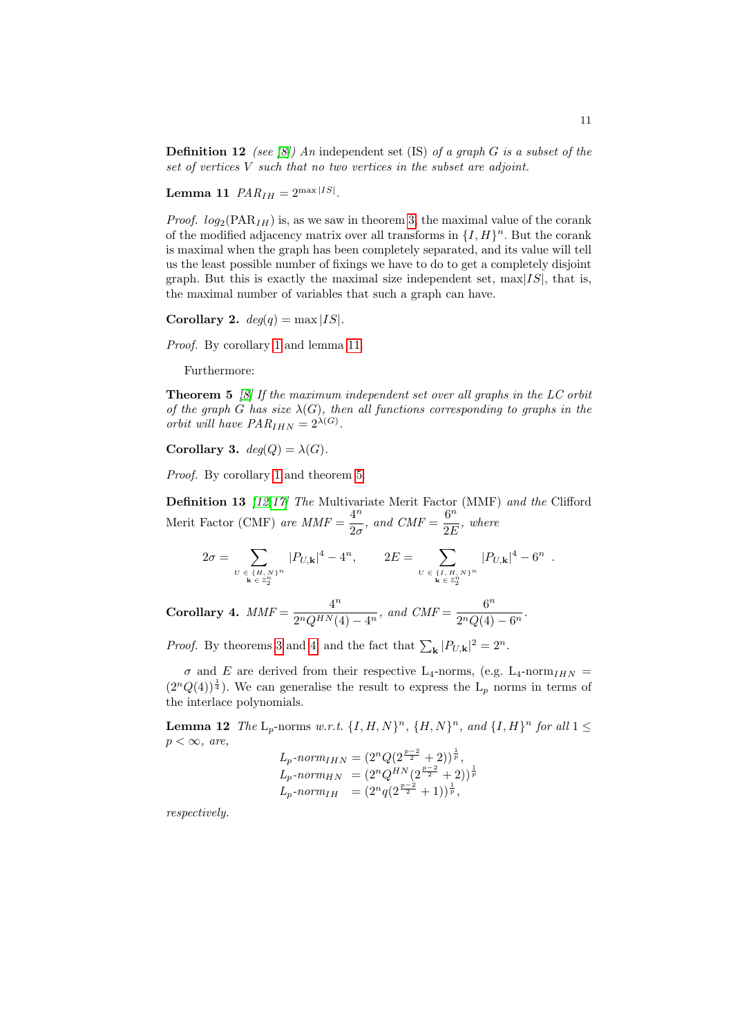**Definition 12** *(see [8]) An* independent set (IS) *of a graph $G$ is a subset of the set of vertices $V$ such that no two vertices in the subset are adjoint.*

**Lemma 11** $PAR_{IH} = 2^{\max |IS|}$.

*Proof.* $log_2(\mathrm{PAR}_{IH})$ is, as we saw in theorem 3, the maximal value of the corank of the modified adjacency matrix over all transforms in $\{I, H\}^n$. But the corank is maximal when the graph has been completely separated, and its value will tell us the least possible number of fixings we have to do to get a completely disjoint graph. But this is exactly the maximal size independent set, $\max|IS|$, that is, the maximal number of variables that such a graph can have.

**Corollary 2.** $deg(q) = \max |IS|$.

*Proof.* By corollary 1 and lemma 11.

Furthermore:

**Theorem 5** *[8] If the maximum independent set over all graphs in the LC orbit of the graph $G$ has size $\lambda(G)$, then all functions corresponding to graphs in the orbit will have $PAR_{IHN} = 2^{\lambda(G)}$.*

**Corollary 3.** $deg(Q) = \lambda(G)$.

*Proof.* By corollary 1 and theorem 5.

**Definition 13** *[12][17] The* Multivariate Merit Factor (MMF) *and the* Clifford Merit Factor (CMF) *are $MMF = \dfrac{4^n}{2\sigma}$, and $CMF = \dfrac{6^n}{2E}$, where*

$$2\sigma = \sum_{\substack{U \,\in\, \{H,\,N\}^n \\ \mathbf{k} \,\in\, \mathbb{Z}_2^n}} |P_{U,\mathbf{k}}|^4 - 4^n, \qquad 2E = \sum_{\substack{U \,\in\, \{I,\,H,\,N\}^n \\ \mathbf{k} \,\in\, \mathbb{Z}_2^n}} |P_{U,\mathbf{k}}|^4 - 6^n \ .$$

**Corollary 4.** $MMF = \dfrac{4^n}{2^n Q^{HN}(4) - 4^n}$, *and* $CMF = \dfrac{6^n}{2^n Q(4) - 6^n}$.

*Proof.* By theorems 3 and 4, and the fact that $\sum_{\mathbf{k}} |P_{U,\mathbf{k}}|^2 = 2^n$.

$\sigma$ and $E$ are derived from their respective $\mathrm{L}_4$-norms, (e.g. $\mathrm{L}_4\text{-norm}_{IHN} = (2^n Q(4))^{\frac{1}{4}}$). We can generalise the result to express the $\mathrm{L}_p$ norms in terms of the interlace polynomials.

**Lemma 12** *The $\mathrm{L}_p$-norms w.r.t. $\{I, H, N\}^n$, $\{H, N\}^n$, and $\{I, H\}^n$ for all $1 \leq p < \infty$, are,*

$$\begin{aligned}
\mathrm{L}_p\text{-}norm_{IHN} &= (2^n Q(2^{\frac{p-2}{2}} + 2))^{\frac{1}{p}}, \\
\mathrm{L}_p\text{-}norm_{HN} &= (2^n Q^{HN}(2^{\frac{p-2}{2}} + 2))^{\frac{1}{p}} \\
\mathrm{L}_p\text{-}norm_{IH} &= (2^n q(2^{\frac{p-2}{2}} + 1))^{\frac{1}{p}},
\end{aligned}$$

*respectively.*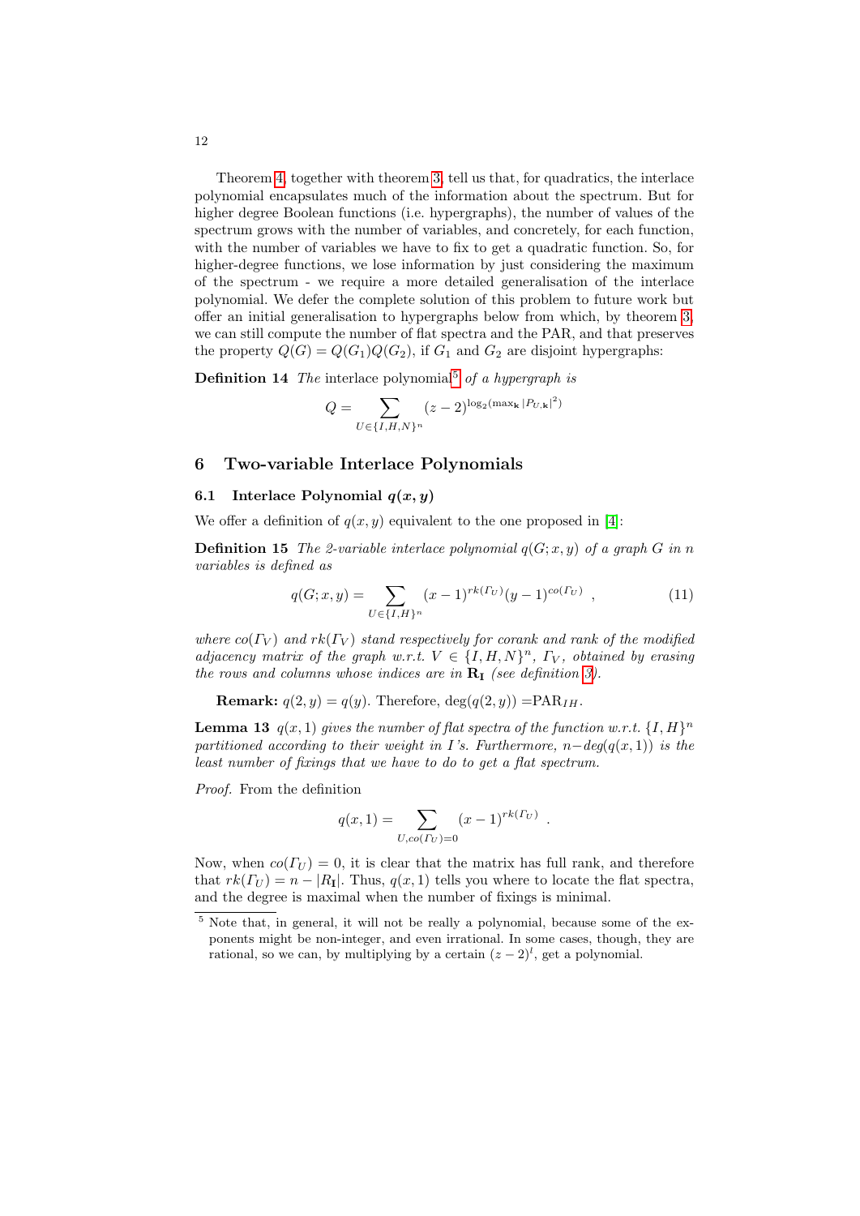Theorem 4, together with theorem 3, tell us that, for quadratics, the interlace polynomial encapsulates much of the information about the spectrum. But for higher degree Boolean functions (i.e. hypergraphs), the number of values of the spectrum grows with the number of variables, and concretely, for each function, with the number of variables we have to fix to get a quadratic function. So, for higher-degree functions, we lose information by just considering the maximum of the spectrum - we require a more detailed generalisation of the interlace polynomial. We defer the complete solution of this problem to future work but offer an initial generalisation to hypergraphs below from which, by theorem 3, we can still compute the number of flat spectra and the PAR, and that preserves the property $Q(G) = Q(G_1)Q(G_2)$, if $G_1$ and $G_2$ are disjoint hypergraphs:

**Definition 14** *The* interlace polynomial[5] *of a hypergraph is*

$$Q = \sum_{U \in \{I,H,N\}^n} (z-2)^{\log_2(\max_{\mathbf{k}} |P_{U,\mathbf{k}}|^2)}$$

## 6 Two-variable Interlace Polynomials

### 6.1 Interlace Polynomial $q(x, y)$

We offer a definition of $q(x, y)$ equivalent to the one proposed in [4]:

**Definition 15** *The 2-variable interlace polynomial $q(G; x, y)$ of a graph $G$ in $n$ variables is defined as*

$$q(G; x, y) = \sum_{U \in \{I,H\}^n} (x-1)^{rk(\Gamma_U)}(y-1)^{co(\Gamma_U)} \quad , \tag{11}$$

*where $co(\Gamma_V)$ and $rk(\Gamma_V)$ stand respectively for corank and rank of the modified adjacency matrix of the graph w.r.t. $V \in \{I, H, N\}^n$, $\Gamma_V$, obtained by erasing the rows and columns whose indices are in $\mathbf{R_I}$ (see definition 3).*

**Remark:** $q(2, y) = q(y)$. Therefore, $\deg(q(2, y)) = \text{PAR}_{IH}$.

**Lemma 13** *$q(x, 1)$ gives the number of flat spectra of the function w.r.t. $\{I, H\}^n$ partitioned according to their weight in $I$'s. Furthermore, $n - deg(q(x, 1))$ is the least number of fixings that we have to do to get a flat spectrum.*

*Proof.* From the definition

$$q(x, 1) = \sum_{U, co(\Gamma_U)=0} (x-1)^{rk(\Gamma_U)} \ .$$

Now, when $co(\Gamma_U) = 0$, it is clear that the matrix has full rank, and therefore that $rk(\Gamma_U) = n - |R_{\mathbf{I}}|$. Thus, $q(x, 1)$ tells you where to locate the flat spectra, and the degree is maximal when the number of fixings is minimal.

[5] Note that, in general, it will not be really a polynomial, because some of the exponents might be non-integer, and even irrational. In some cases, though, they are rational, so we can, by multiplying by a certain $(z-2)^l$, get a polynomial.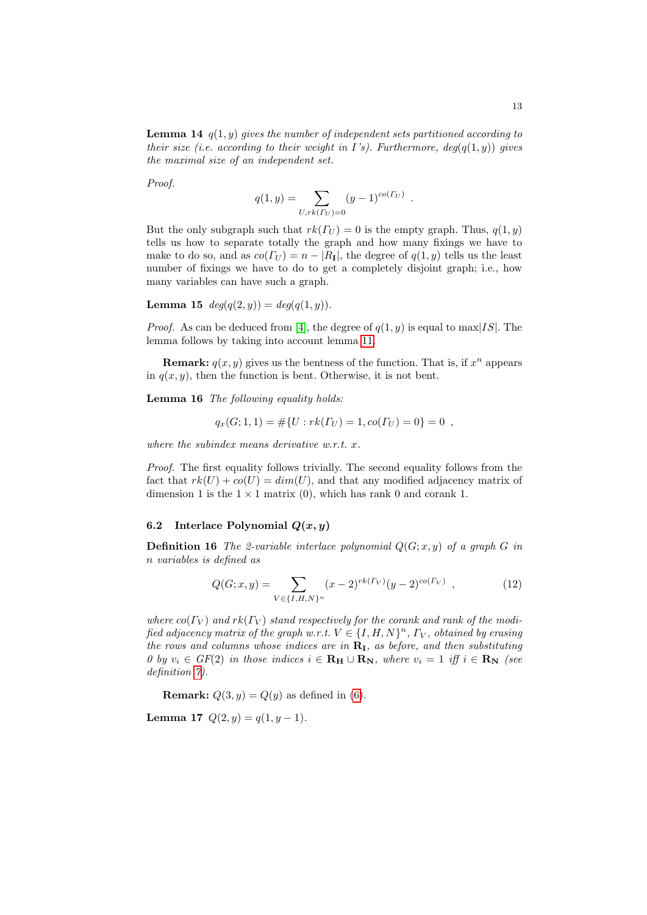**Lemma 14** *$q(1, y)$ gives the number of independent sets partitioned according to their size (i.e. according to their weight in $I$'s). Furthermore, $deg(q(1, y))$ gives the maximal size of an independent set.*

*Proof.*

$$q(1, y) = \sum_{U, rk(\Gamma_U)=0} (y-1)^{co(\Gamma_U)} \ .$$

But the only subgraph such that $rk(\Gamma_U) = 0$ is the empty graph. Thus, $q(1, y)$ tells us how to separate totally the graph and how many fixings we have to make to do so, and as $co(\Gamma_U) = n - |R_{\mathbf{I}}|$, the degree of $q(1, y)$ tells us the least number of fixings we have to do to get a completely disjoint graph; i.e., how many variables can have such a graph.

**Lemma 15** *$deg(q(2, y)) = deg(q(1, y))$.*

*Proof.* As can be deduced from [4], the degree of $q(1, y)$ is equal to $\max|IS|$. The lemma follows by taking into account lemma 11.

**Remark:** $q(x, y)$ gives us the bentness of the function. That is, if $x^n$ appears in $q(x, y)$, then the function is bent. Otherwise, it is not bent.

**Lemma 16** *The following equality holds:*

$$q_x(G; 1, 1) = \#\{U : rk(\Gamma_U) = 1, co(\Gamma_U) = 0\} = 0 \ ,$$

*where the subindex means derivative w.r.t. $x$.*

*Proof.* The first equality follows trivially. The second equality follows from the fact that $rk(U) + co(U) = dim(U)$, and that any modified adjacency matrix of dimension 1 is the $1 \times 1$ matrix $(0)$, which has rank 0 and corank 1.

### 6.2 Interlace Polynomial $Q(x, y)$

**Definition 16** *The 2-variable interlace polynomial $Q(G; x, y)$ of a graph $G$ in $n$ variables is defined as*

$$Q(G; x, y) = \sum_{V \in \{I,H,N\}^n} (x-2)^{rk(\Gamma_V)} (y-2)^{co(\Gamma_V)} \ , \tag{12}$$

*where $co(\Gamma_V)$ and $rk(\Gamma_V)$ stand respectively for the corank and rank of the modified adjacency matrix of the graph w.r.t. $V \in \{I, H, N\}^n$, $\Gamma_V$, obtained by erasing the rows and columns whose indices are in $\mathbf{R_I}$, as before, and then substituting 0 by $v_i \in GF(2)$ in those indices $i \in \mathbf{R_H} \cup \mathbf{R_N}$, where $v_i = 1$ iff $i \in \mathbf{R_N}$ (see definition 7).*

**Remark:** $Q(3, y) = Q(y)$ as defined in (6).

**Lemma 17** $Q(2, y) = q(1, y - 1)$.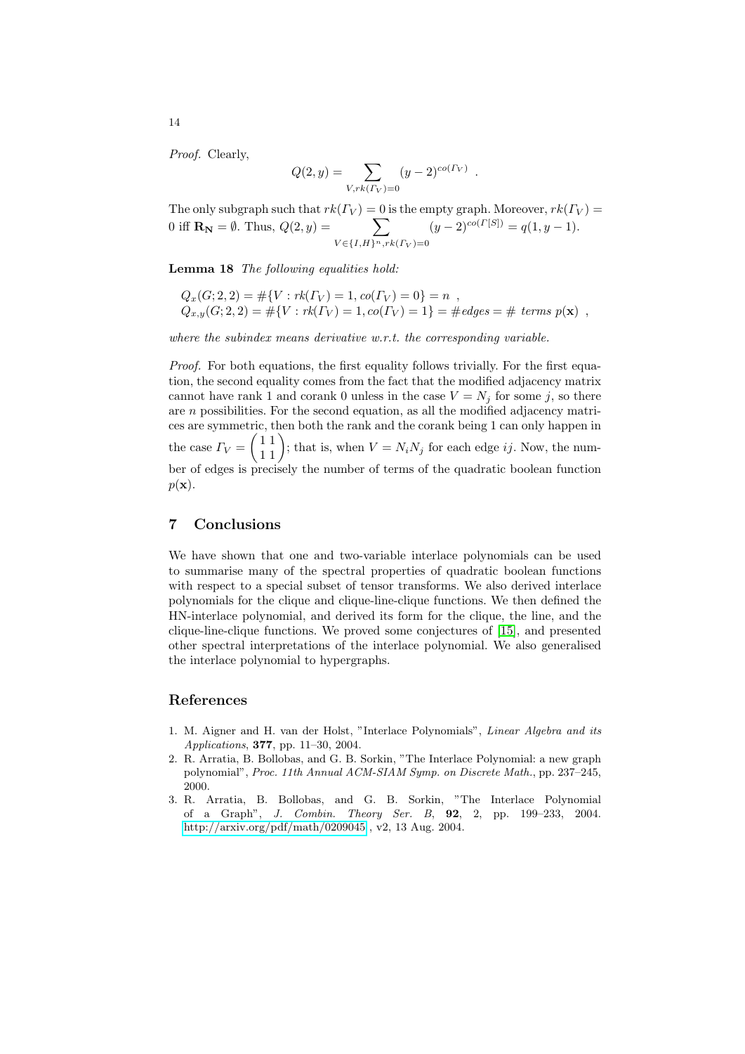*Proof.* Clearly,

$$Q(2,y) = \sum_{V, rk(\Gamma_V)=0} (y-2)^{co(\Gamma_V)} \ .$$

The only subgraph such that $rk(\Gamma_V) = 0$ is the empty graph. Moreover, $rk(\Gamma_V) = 0$ iff $\mathbf{R_N} = \emptyset$. Thus, $Q(2,y) = \sum_{V \in \{I,H\}^n, rk(\Gamma_V)=0} (y-2)^{co(\Gamma[S])} = q(1, y-1)$.

**Lemma 18** *The following equalities hold:*

$$Q_x(G;2,2) = \#\{V : rk(\Gamma_V) = 1, co(\Gamma_V) = 0\} = n \ ,$$
$$Q_{x,y}(G;2,2) = \#\{V : rk(\Gamma_V) = 1, co(\Gamma_V) = 1\} = \#edges = \# \ terms \ p(\mathbf{x}) \ ,$$

*where the subindex means derivative w.r.t. the corresponding variable.*

*Proof.* For both equations, the first equality follows trivially. For the first equation, the second equality comes from the fact that the modified adjacency matrix cannot have rank 1 and corank 0 unless in the case $V = N_j$ for some $j$, so there are $n$ possibilities. For the second equation, as all the modified adjacency matrices are symmetric, then both the rank and the corank being 1 can only happen in the case $\Gamma_V = \begin{pmatrix} 1 & 1 \\ 1 & 1 \end{pmatrix}$; that is, when $V = N_i N_j$ for each edge $ij$. Now, the number of edges is precisely the number of terms of the quadratic boolean function $p(\mathbf{x})$.

## 7 Conclusions

We have shown that one and two-variable interlace polynomials can be used to summarise many of the spectral properties of quadratic boolean functions with respect to a special subset of tensor transforms. We also derived interlace polynomials for the clique and clique-line-clique functions. We then defined the HN-interlace polynomial, and derived its form for the clique, the line, and the clique-line-clique functions. We proved some conjectures of [15], and presented other spectral interpretations of the interlace polynomial. We also generalised the interlace polynomial to hypergraphs.

## References

1. M. Aigner and H. van der Holst, "Interlace Polynomials", *Linear Algebra and its Applications*, **377**, pp. 11–30, 2004.
2. R. Arratia, B. Bollobas, and G. B. Sorkin, "The Interlace Polynomial: a new graph polynomial", *Proc. 11th Annual ACM-SIAM Symp. on Discrete Math.*, pp. 237–245, 2000.
3. R. Arratia, B. Bollobas, and G. B. Sorkin, "The Interlace Polynomial of a Graph", *J. Combin. Theory Ser. B*, **92**, 2, pp. 199–233, 2004. http://arxiv.org/pdf/math/0209045 , v2, 13 Aug. 2004.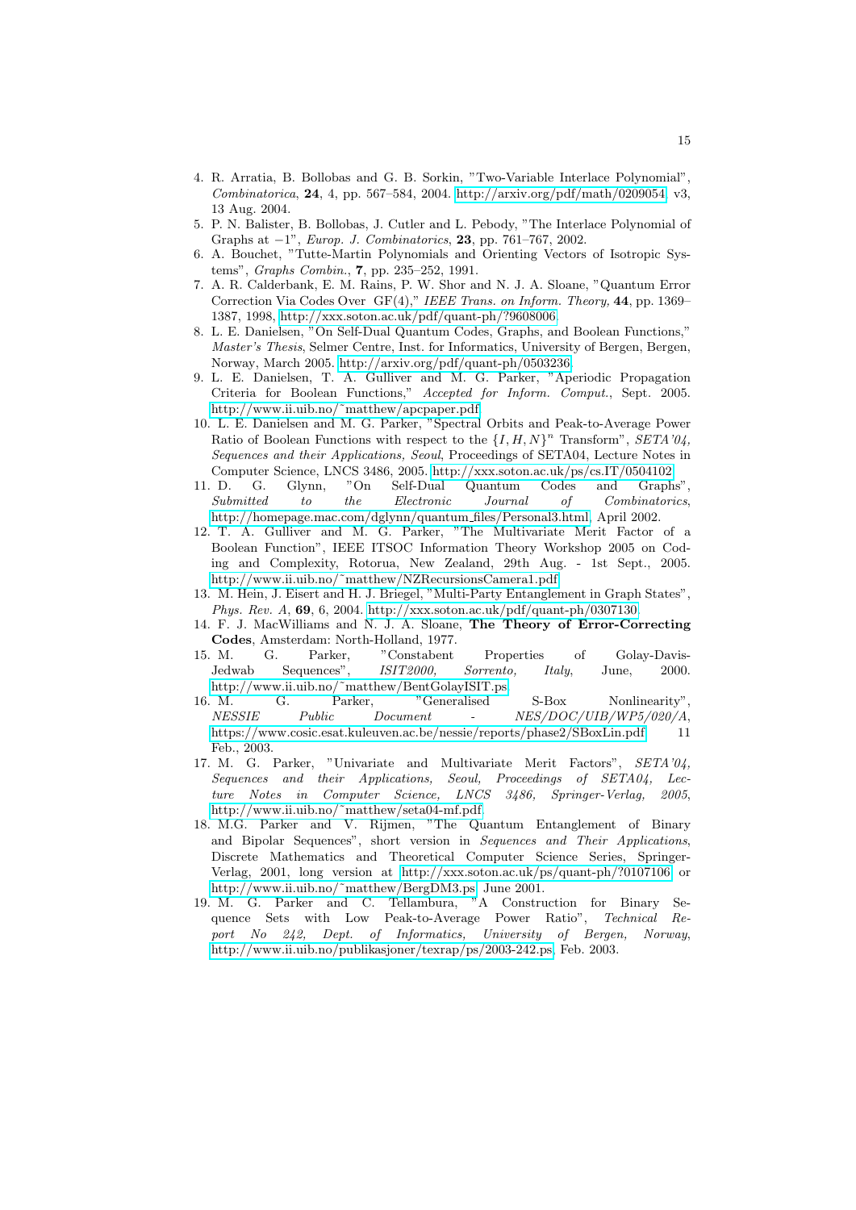4. R. Arratia, B. Bollobas and G. B. Sorkin, "Two-Variable Interlace Polynomial", *Combinatorica*, **24**, 4, pp. 567–584, 2004. http://arxiv.org/pdf/math/0209054, v3, 13 Aug. 2004.
5. P. N. Balister, B. Bollobas, J. Cutler and L. Pebody, "The Interlace Polynomial of Graphs at $-1$", *Europ. J. Combinatorics*, **23**, pp. 761–767, 2002.
6. A. Bouchet, "Tutte-Martin Polynomials and Orienting Vectors of Isotropic Systems", *Graphs Combin.*, **7**, pp. 235–252, 1991.
7. A. R. Calderbank, E. M. Rains, P. W. Shor and N. J. A. Sloane, "Quantum Error Correction Via Codes Over GF(4)," *IEEE Trans. on Inform. Theory,* **44**, pp. 1369–1387, 1998. http://xxx.soton.ac.uk/pdf/quant-ph/?9608006
8. L. E. Danielsen, "On Self-Dual Quantum Codes, Graphs, and Boolean Functions," *Master's Thesis*, Selmer Centre, Inst. for Informatics, University of Bergen, Bergen, Norway, March 2005. http://arxiv.org/pdf/quant-ph/0503236
9. L. E. Danielsen, T. A. Gulliver and M. G. Parker, "Aperiodic Propagation Criteria for Boolean Functions," *Accepted for Inform. Comput.*, Sept. 2005. http://www.ii.uib.no/˜matthew/apcpaper.pdf
10. L. E. Danielsen and M. G. Parker, "Spectral Orbits and Peak-to-Average Power Ratio of Boolean Functions with respect to the $\{I, H, N\}^n$ Transform", *SETA'04, Sequences and their Applications, Seoul*, Proceedings of SETA04, Lecture Notes in Computer Science, LNCS 3486, 2005. http://xxx.soton.ac.uk/ps/cs.IT/0504102
11. D. G. Glynn, "On Self-Dual Quantum Codes and Graphs", *Submitted to the Electronic Journal of Combinatorics*, http://homepage.mac.com/dglynn/quantum_files/Personal3.html, April 2002.
12. T. A. Gulliver and M. G. Parker, "The Multivariate Merit Factor of a Boolean Function", IEEE ITSOC Information Theory Workshop 2005 on Coding and Complexity, Rotorua, New Zealand, 29th Aug. - 1st Sept., 2005. http://www.ii.uib.no/˜matthew/NZRecursionsCamera1.pdf
13. M. Hein, J. Eisert and H. J. Briegel, "Multi-Party Entanglement in Graph States", *Phys. Rev. A*, **69**, 6, 2004. http://xxx.soton.ac.uk/pdf/quant-ph/0307130.
14. F. J. MacWilliams and N. J. A. Sloane, **The Theory of Error-Correcting Codes**, Amsterdam: North-Holland, 1977.
15. M. G. Parker, "Constabent Properties of Golay-Davis-Jedwab Sequences", *ISIT2000, Sorrento, Italy*, June, 2000. http://www.ii.uib.no/˜matthew/BentGolayISIT.ps
16. M. G. Parker, "Generalised S-Box Nonlinearity", *NESSIE Public Document - NES/DOC/UIB/WP5/020/A*, https://www.cosic.esat.kuleuven.ac.be/nessie/reports/phase2/SBoxLin.pdf 11 Feb., 2003.
17. M. G. Parker, "Univariate and Multivariate Merit Factors", *SETA'04, Sequences and their Applications, Seoul, Proceedings of SETA04, Lecture Notes in Computer Science, LNCS 3486, Springer-Verlag, 2005*, http://www.ii.uib.no/˜matthew/seta04-mf.pdf
18. M.G. Parker and V. Rijmen, "The Quantum Entanglement of Binary and Bipolar Sequences", short version in *Sequences and Their Applications*, Discrete Mathematics and Theoretical Computer Science Series, Springer-Verlag, 2001, long version at http://xxx.soton.ac.uk/ps/quant-ph/?0107106 or http://www.ii.uib.no/˜matthew/BergDM3.ps, June 2001.
19. M. G. Parker and C. Tellambura, "A Construction for Binary Sequence Sets with Low Peak-to-Average Power Ratio", *Technical Report No 242, Dept. of Informatics, University of Bergen, Norway*, http://www.ii.uib.no/publikasjoner/texrap/ps/2003-242.ps, Feb. 2003.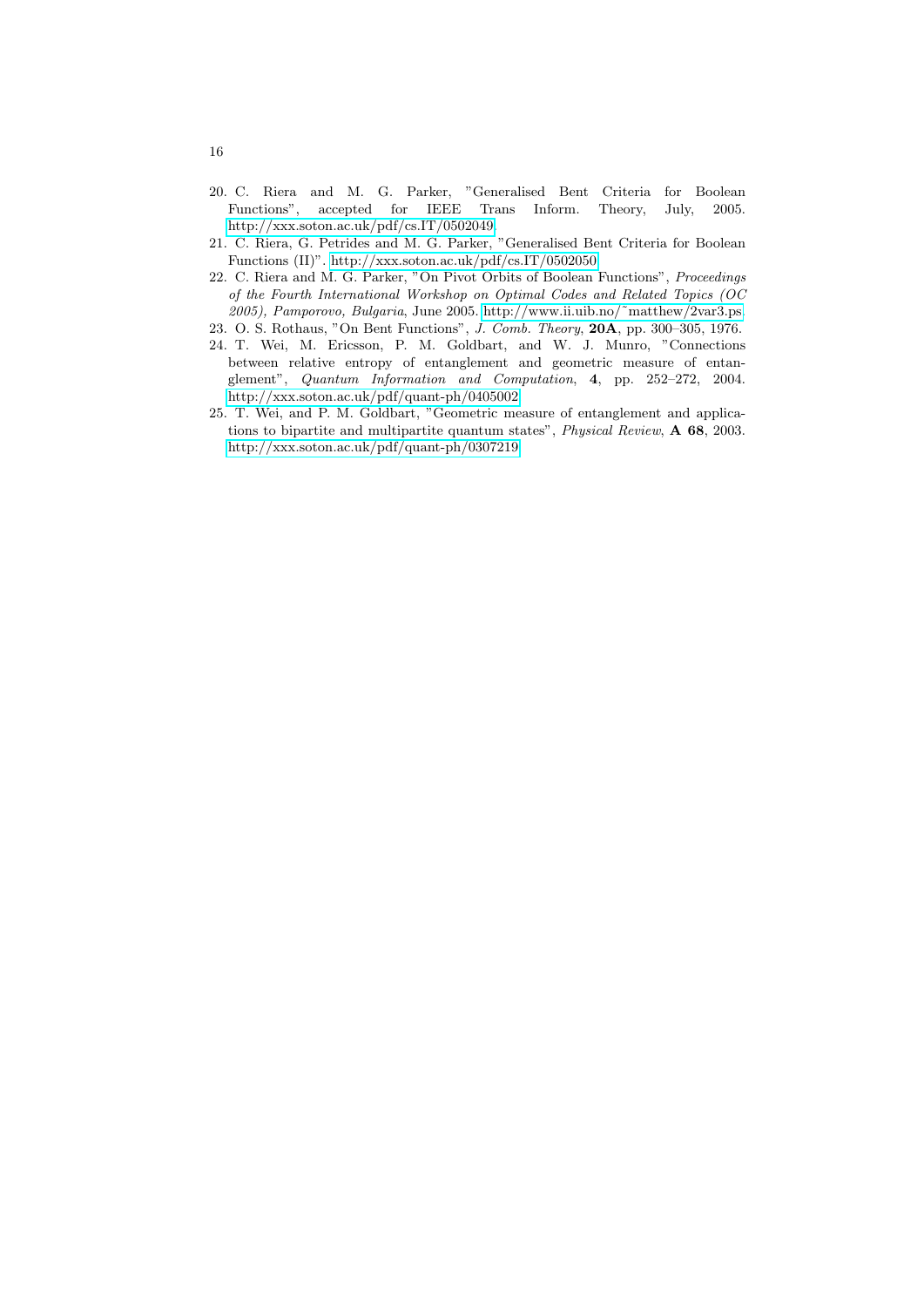20. C. Riera and M. G. Parker, "Generalised Bent Criteria for Boolean Functions", accepted for IEEE Trans Inform. Theory, July, 2005. http://xxx.soton.ac.uk/pdf/cs.IT/0502049
21. C. Riera, G. Petrides and M. G. Parker, "Generalised Bent Criteria for Boolean Functions (II)". http://xxx.soton.ac.uk/pdf/cs.IT/0502050
22. C. Riera and M. G. Parker, "On Pivot Orbits of Boolean Functions", *Proceedings of the Fourth International Workshop on Optimal Codes and Related Topics (OC 2005), Pamporovo, Bulgaria*, June 2005. http://www.ii.uib.no/˜matthew/2var3.ps
23. O. S. Rothaus, "On Bent Functions", *J. Comb. Theory*, **20A**, pp. 300–305, 1976.
24. T. Wei, M. Ericsson, P. M. Goldbart, and W. J. Munro, "Connections between relative entropy of entanglement and geometric measure of entanglement", *Quantum Information and Computation*, **4**, pp. 252–272, 2004. http://xxx.soton.ac.uk/pdf/quant-ph/0405002
25. T. Wei, and P. M. Goldbart, "Geometric measure of entanglement and applications to bipartite and multipartite quantum states", *Physical Review*, **A 68**, 2003. http://xxx.soton.ac.uk/pdf/quant-ph/0307219